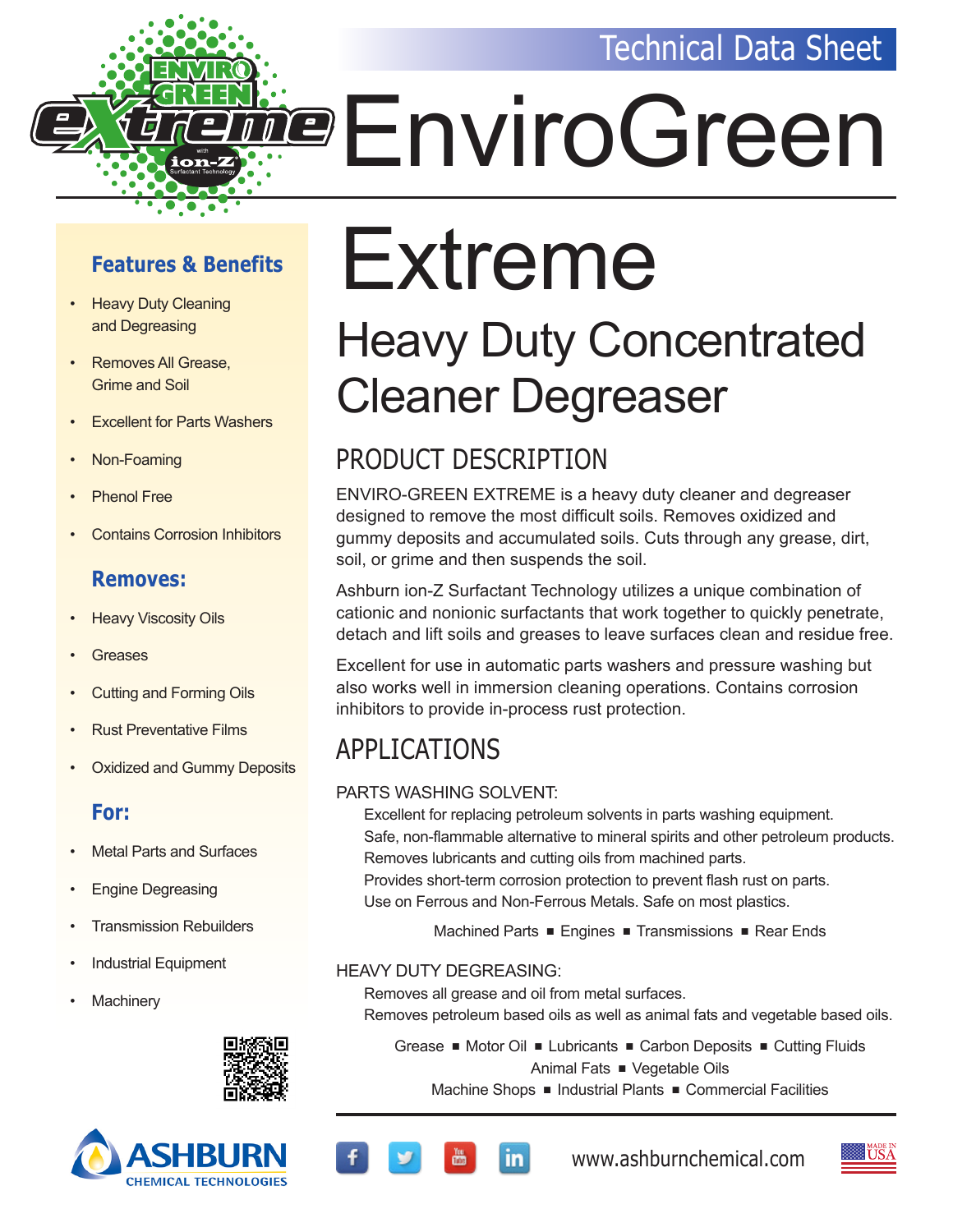Technical Data Sheet

# EnviroGreen Extreme

## Heavy Duty Concentrated Cleaner Degreaser

### Features & Benefits

- Heavy Duty Cleaning and Degreasing
- Removes All Grease, Grime and Soil
- Excellent for Parts Washers
- Non-Foaming
- Phenol Free
- Contains Corrosion Inhibitors

### Removes:

- Heavy Viscosity Oils
- Greases
- Cutting and Forming Oils
- Rust Preventative Films
- Oxidized and Gummy Deposits

### For:

- Metal Parts and Surfaces
- Engine Degreasing
- Transmission Rebuilders
- Industrial Equipment
- Machinery

## PRODUCT DESCRIPTION

ENVIRO-GREEN EXTREME is a heavy duty cleaner and degreaser designed to remove the most difficult soils. Removes oxidized and gummy deposits and accumulated soils. Cuts through any grease, dirt, soil, or grime and then suspends the soil.

Ashburn ion-Z Surfactant Technology utilizes a unique combination of cationic and nonionic surfactants that work together to quickly penetrate, detach and lift soils and greases to leave surfaces clean and residue free.

Excellent for use in automatic parts washers and pressure washing but also works well in immersion cleaning operations. Contains corrosion inhibitors to provide in-process rust protection.

## APPLICATIONS

PARTS WASHING SOLVENT:

Excellent for replacing petroleum solvents in parts washing equipment.
Safe, non-flammable alternative to mineral spirits and other petroleum products.
Removes lubricants and cutting oils from machined parts.
Provides short-term corrosion protection to prevent flash rust on parts.
Use on Ferrous and Non-Ferrous Metals. Safe on most plastics.

Machined Parts ■ Engines ■ Transmissions ■ Rear Ends

HEAVY DUTY DEGREASING:

Removes all grease and oil from metal surfaces.
Removes petroleum based oils as well as animal fats and vegetable based oils.

Grease ■ Motor Oil ■ Lubricants ■ Carbon Deposits ■ Cutting Fluids
Animal Fats ■ Vegetable Oils
Machine Shops ■ Industrial Plants ■ Commercial Facilities

ASHBURN CHEMICAL TECHNOLOGIES

www.ashburnchemical.com

MADE IN USA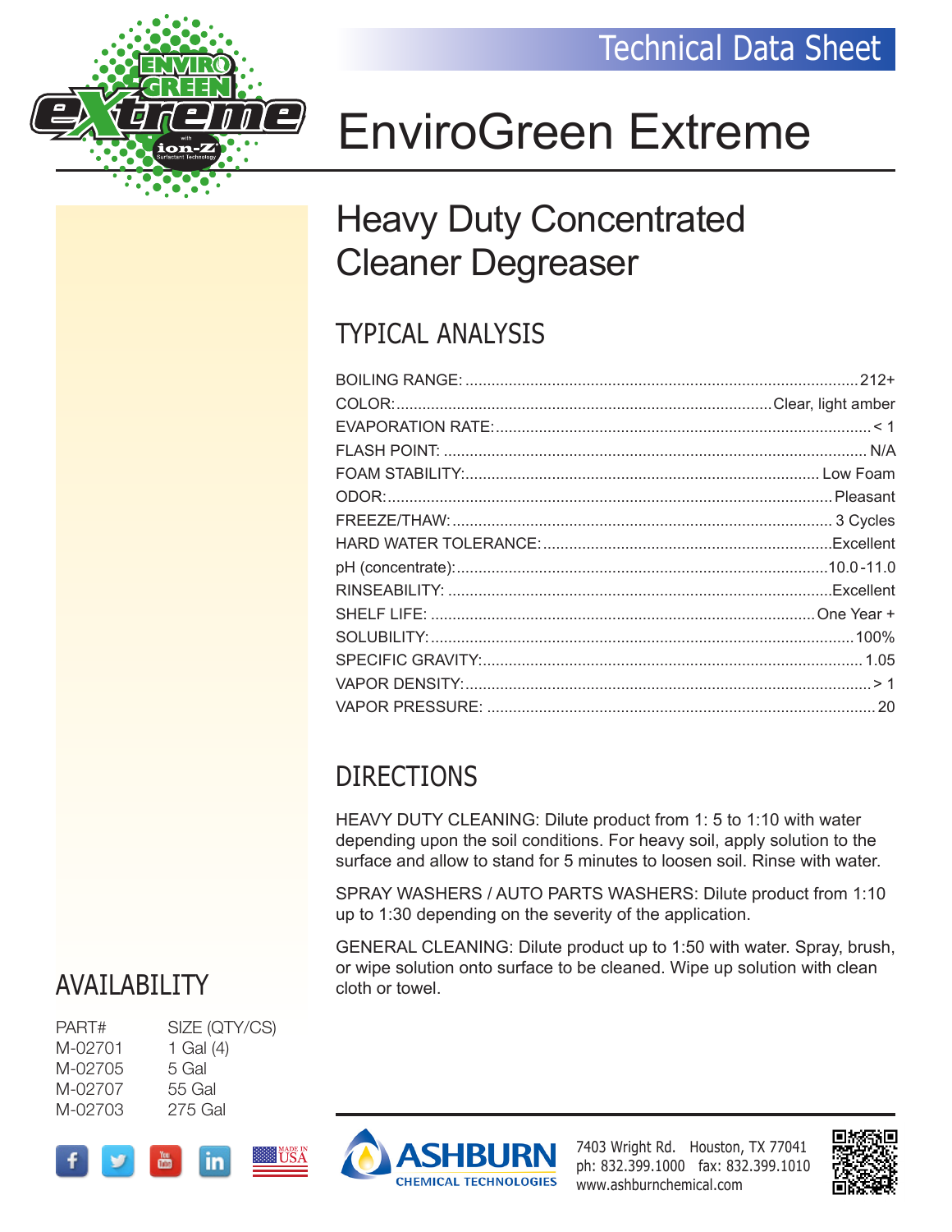Technical Data Sheet

# EnviroGreen Extreme

## Heavy Duty Concentrated Cleaner Degreaser

### TYPICAL ANALYSIS

| | |
|---|---|
| BOILING RANGE: | 212+ |
| COLOR: | Clear, light amber |
| EVAPORATION RATE: | < 1 |
| FLASH POINT: | N/A |
| FOAM STABILITY: | Low Foam |
| ODOR: | Pleasant |
| FREEZE/THAW: | 3 Cycles |
| HARD WATER TOLERANCE: | Excellent |
| pH (concentrate): | 10.0-11.0 |
| RINSEABILITY: | Excellent |
| SHELF LIFE: | One Year + |
| SOLUBILITY: | 100% |
| SPECIFIC GRAVITY: | 1.05 |
| VAPOR DENSITY: | > 1 |
| VAPOR PRESSURE: | 20 |

### DIRECTIONS

HEAVY DUTY CLEANING: Dilute product from 1: 5 to 1:10 with water depending upon the soil conditions. For heavy soil, apply solution to the surface and allow to stand for 5 minutes to loosen soil. Rinse with water.

SPRAY WASHERS / AUTO PARTS WASHERS: Dilute product from 1:10 up to 1:30 depending on the severity of the application.

GENERAL CLEANING: Dilute product up to 1:50 with water. Spray, brush, or wipe solution onto surface to be cleaned. Wipe up solution with clean cloth or towel.

### AVAILABILITY

| PART# | SIZE (QTY/CS) |
|---|---|
| M-02701 | 1 Gal (4) |
| M-02705 | 5 Gal |
| M-02707 | 55 Gal |
| M-02703 | 275 Gal |

ASHBURN CHEMICAL TECHNOLOGIES

7403 Wright Rd. Houston, TX 77041
ph: 832.399.1000 fax: 832.399.1010
www.ashburnchemical.com